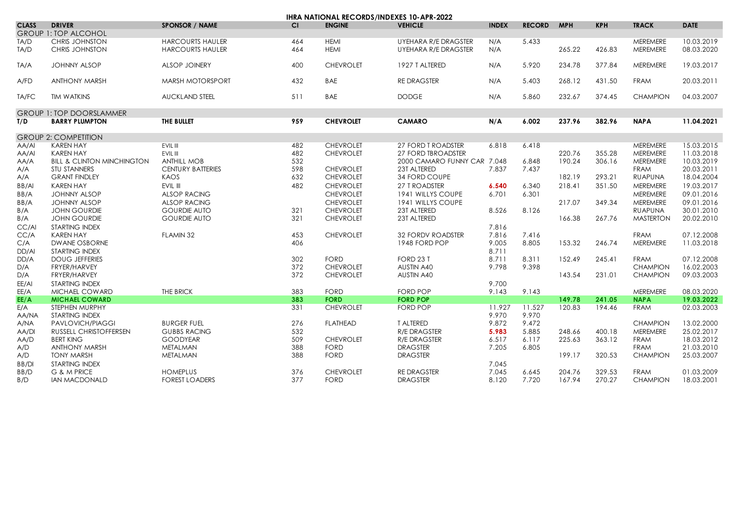# IHRA NATIONAL RECORDS/INDEXES 10-APR-2022

| CLASS | DRIVER | SPONSOR / NAME | CI | ENGINE | VEHICLE | INDEX | RECORD | MPH | KPH | TRACK | DATE |
|---|---|---|---|---|---|---|---|---|---|---|---|
| GROUP 1: TOP ALCOHOL | | | | | | | | | | | |
| TA/D | CHRIS JOHNSTON | HARCOURTS HAULER | 464 | HEMI | UYEHARA R/E DRAGSTER | N/A | 5.433 | | | MEREMERE | 10.03.2019 |
| TA/D | CHRIS JOHNSTON | HARCOURTS HAULER | 464 | HEMI | UYEHARA R/E DRAGSTER | N/A | | 265.22 | 426.83 | MEREMERE | 08.03.2020 |
| TA/A | JOHNNY ALSOP | ALSOP JOINERY | 400 | CHEVROLET | 1927 T ALTERED | N/A | 5.920 | 234.78 | 377.84 | MEREMERE | 19.03.2017 |
| A/FD | ANTHONY MARSH | MARSH MOTORSPORT | 432 | BAE | RE DRAGSTER | N/A | 5.403 | 268.12 | 431.50 | FRAM | 20.03.2011 |
| TA/FC | TIM WATKINS | AUCKLAND STEEL | 511 | BAE | DODGE | N/A | 5.860 | 232.67 | 374.45 | CHAMPION | 04.03.2007 |
| GROUP 1: TOP DOORSLAMMER | | | | | | | | | | | |
| **T/D** | **BARRY PLUMPTON** | **THE BULLET** | **959** | **CHEVROLET** | **CAMARO** | **N/A** | **6.002** | **237.96** | **382.96** | **NAPA** | **11.04.2021** |
| GROUP 2: COMPETITION | | | | | | | | | | | |
| AA/AI | KAREN HAY | EVIL III | 482 | CHEVROLET | 27 FORD T ROADSTER | 6.818 | 6.418 | | | MEREMERE | 15.03.2015 |
| AA/AI | KAREN HAY | EVIL III | 482 | CHEVROLET | 27 FORD TBROADSTER | | | 220.76 | 355.28 | MEREMERE | 11.03.2018 |
| AA/A | BILL & CLINTON MINCHINGTON | ANTHILL MOB | 532 | | 2000 CAMARO FUNNY CAR | 7.048 | 6.848 | 190.24 | 306.16 | MEREMERE | 10.03.2019 |
| A/A | STU STANNERS | CENTURY BATTERIES | 598 | CHEVROLET | 23T ALTERED | 7.837 | 7.437 | | | FRAM | 20.03.2011 |
| A/A | GRANT FINDLEY | KAOS | 632 | CHEVROLET | 34 FORD COUPE | | | 182.19 | 293.21 | RUAPUNA | 18.04.2004 |
| BB/AI | KAREN HAY | EVIL III | 482 | CHEVROLET | 27 T ROADSTER | **6.540** | 6.340 | 218.41 | 351.50 | MEREMERE | 19.03.2017 |
| BB/A | JOHNNY ALSOP | ALSOP RACING | | CHEVROLET | 1941 WILLYS COUPE | 6.701 | 6.301 | | | MEREMERE | 09.01.2016 |
| BB/A | JOHNNY ALSOP | ALSOP RACING | | CHEVROLET | 1941 WILLYS COUPE | | | 217.07 | 349.34 | MEREMERE | 09.01.2016 |
| B/A | JOHN GOURDIE | GOURDIE AUTO | 321 | CHEVROLET | 23T ALTERED | 8.526 | 8.126 | | | RUAPUNA | 30.01.2010 |
| B/A | JOHN GOURDIE | GOURDIE AUTO | 321 | CHEVROLET | 23T ALTERED | | | 166.38 | 267.76 | MASTERTON | 20.02.2010 |
| CC/AI | STARTING INDEX | | | | | 7.816 | | | | | |
| CC/A | KAREN HAY | FLAMIN 32 | 453 | CHEVROLET | 32 FORDV ROADSTER | 7.816 | 7.416 | | | FRAM | 07.12.2008 |
| C/A | DWANE OSBORNE | | 406 | | 1948 FORD POP | 9.005 | 8.805 | 153.32 | 246.74 | MEREMERE | 11.03.2018 |
| DD/AI | STARTING INDEX | | | | | 8.711 | | | | | |
| DD/A | DOUG JEFFERIES | | 302 | FORD | FORD 23 T | 8.711 | 8.311 | 152.49 | 245.41 | FRAM | 07.12.2008 |
| D/A | FRYER/HARVEY | | 372 | CHEVROLET | AUSTIN A40 | 9.798 | 9.398 | | | CHAMPION | 16.02.2003 |
| D/A | FRYER/HARVEY | | 372 | CHEVROLET | AUSTIN A40 | | | 143.54 | 231.01 | CHAMPION | 09.03.2003 |
| EE/AI | STARTING INDEX | | | | | 9.700 | | | | | |
| EE/A | MICHAEL COWARD | THE BRICK | 383 | FORD | FORD POP | 9.143 | 9.143 | | | MEREMERE | 08.03.2020 |
| **EE/A** | **MICHAEL COWARD** | | **383** | **FORD** | **FORD POP** | | | **149.78** | **241.05** | **NAPA** | **19.03.2022** |
| E/A | STEPHEN MURPHY | | 331 | CHEVROLET | FORD POP | 11.927 | 11.527 | 120.83 | 194.46 | FRAM | 02.03.2003 |
| AA/NA | STARTING INDEX | | | | | 9.970 | 9.970 | | | | |
| A/NA | PAVLOVICH/PIAGGI | BURGER FUEL | 276 | FLATHEAD | T ALTERED | 9.872 | 9.472 | | | CHAMPION | 13.02.2000 |
| AA/DI | RUSSELL CHRISTOFFERSEN | GUBBS RACING | 532 | | R/E DRAGSTER | **5.983** | 5.885 | 248.66 | 400.18 | MEREMERE | 25.02.2017 |
| AA/D | BERT KING | GOODYEAR | 509 | CHEVROLET | R/E DRAGSTER | 6.517 | 6.117 | 225.63 | 363.12 | FRAM | 18.03.2012 |
| A/D | ANTHONY MARSH | METALMAN | 388 | FORD | DRAGSTER | 7.205 | 6.805 | | | FRAM | 21.03.2010 |
| A/D | TONY MARSH | METALMAN | 388 | FORD | DRAGSTER | | | 199.17 | 320.53 | CHAMPION | 25.03.2007 |
| BB/DI | STARTING INDEX | | | | | 7.045 | | | | | |
| BB/D | G & M PRICE | HOMEPLUS | 376 | CHEVROLET | RE DRAGSTER | 7.045 | 6.645 | 204.76 | 329.53 | FRAM | 01.03.2009 |
| B/D | IAN MACDONALD | FOREST LOADERS | 377 | FORD | DRAGSTER | 8.120 | 7.720 | 167.94 | 270.27 | CHAMPION | 18.03.2001 |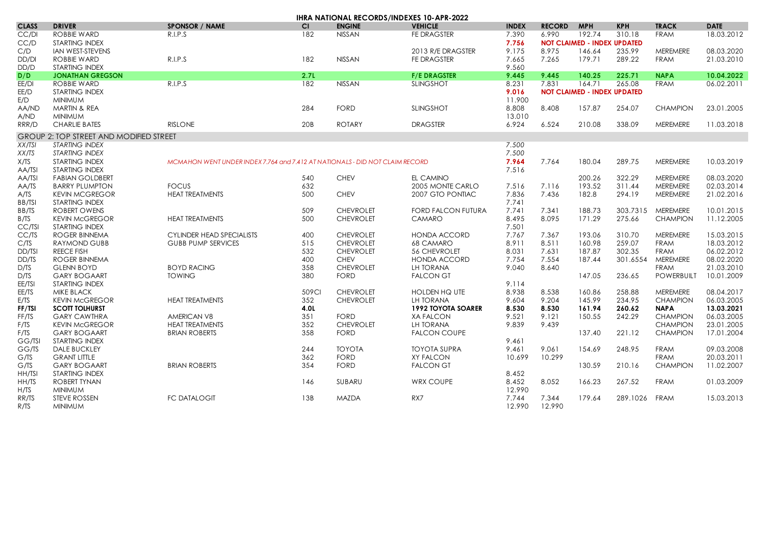# IHRA NATIONAL RECORDS/INDEXES 10-APR-2022

| CLASS | DRIVER | SPONSOR / NAME | CI | ENGINE | VEHICLE | INDEX | RECORD | MPH | KPH | TRACK | DATE |
|---|---|---|---|---|---|---|---|---|---|---|---|
| CC/DI | ROBBIE WARD | R.I.P.S | 182 | NISSAN | FE DRAGSTER | 7.390 | 6.990 | 192.74 | 310.18 | FRAM | 18.03.2012 |
| CC/D | STARTING INDEX | | | | | **7.756** | **NOT CLAIMED - INDEX UPDATED** | | | | |
| C/D | IAN WEST-STEVENS | | | | 2013 R/E DRAGSTER | 9.175 | 8.975 | 146.64 | 235.99 | MEREMERE | 08.03.2020 |
| DD/DI | ROBBIE WARD | R.I.P.S | 182 | NISSAN | FE DRAGSTER | 7.665 | 7.265 | 179.71 | 289.22 | FRAM | 21.03.2010 |
| DD/D | STARTING INDEX | | | | | 9.560 | | | | | |
| **D/D** | **JONATHAN GREGSON** | | **2.7L** | | **F/E DRAGSTER** | **9.445** | **9.445** | **140.25** | **225.71** | **NAPA** | **10.04.2022** |
| EE/DI | ROBBIE WARD | R.I.P.S | 182 | NISSAN | SLINGSHOT | 8.231 | 7.831 | 164.71 | 265.08 | FRAM | 06.02.2011 |
| EE/D | STARTING INDEX | | | | | **9.016** | **NOT CLAIMED - INDEX UPDATED** | | | | |
| E/D | MINIMUM | | | | | 11.900 | | | | | |
| AA/ND | MARTIN & REA | | 284 | FORD | SLINGSHOT | 8.808 | 8.408 | 157.87 | 254.07 | CHAMPION | 23.01.2005 |
| A/ND | MINIMUM | | | | | 13.010 | | | | | |
| RRR/D | CHARLIE BATES | RISLONE | 20B | ROTARY | DRAGSTER | 6.924 | 6.524 | 210.08 | 338.09 | MEREMERE | 11.03.2018 |
| GROUP 2: TOP STREET AND MODIFIED STREET | | | | | | | | | | | |
| *XX/TSI* | *STARTING INDEX* | | | | | *7.500* | | | | | |
| *XX/TS* | *STARTING INDEX* | | | | | *7.500* | | | | | |
| X/TS | STARTING INDEX | *MCMAHON WENT UNDER INDEX 7.764 and 7.412 AT NATIONALS - DID NOT CLAIM RECORD* | | | | **7.964** | 7.764 | 180.04 | 289.75 | MEREMERE | 10.03.2019 |
| AA/TSI | STARTING INDEX | | | | | 7.516 | | | | | |
| AA/TSI | FABIAN GOLDBERT | | 540 | CHEV | EL CAMINO | | | 200.26 | 322.29 | MEREMERE | 08.03.2020 |
| AA/TS | BARRY PLUMPTON | FOCUS | 632 | | 2005 MONTE CARLO | 7.516 | 7.116 | 193.52 | 311.44 | MEREMERE | 02.03.2014 |
| A/TS | KEVIN MCGREGOR | HEAT TREATMENTS | 500 | CHEV | 2007 GTO PONTIAC | 7.836 | 7.436 | 182.8 | 294.19 | MEREMERE | 21.02.2016 |
| BB/TSI | STARTING INDEX | | | | | 7.741 | | | | | |
| BB/TS | ROBERT OWENS | | 509 | CHEVROLET | FORD FALCON FUTURA | 7.741 | 7.341 | 188.73 | 303.7315 | MEREMERE | 10.01.2015 |
| B/TS | KEVIN McGREGOR | HEAT TREATMENTS | 500 | CHEVROLET | CAMARO | 8.495 | 8.095 | 171.29 | 275.66 | CHAMPION | 11.12.2005 |
| CC/TSI | STARTING INDEX | | | | | 7.501 | | | | | |
| CC/TS | ROGER BINNEMA | CYLINDER HEAD SPECIALISTS | 400 | CHEVROLET | HONDA ACCORD | 7.767 | 7.367 | 193.06 | 310.70 | MEREMERE | 15.03.2015 |
| C/TS | RAYMOND GUBB | GUBB PUMP SERVICES | 515 | CHEVROLET | 68 CAMARO | 8.911 | 8.511 | 160.98 | 259.07 | FRAM | 18.03.2012 |
| DD/TSI | REECE FISH | | 532 | CHEVROLET | 56 CHEVROLET | 8.031 | 7.631 | 187.87 | 302.35 | FRAM | 06.02.2012 |
| DD/TS | ROGER BINNEMA | | 400 | CHEV | HONDA ACCORD | 7.754 | 7.554 | 187.44 | 301.6554 | MEREMERE | 08.02.2020 |
| D/TS | GLENN BOYD | BOYD RACING | 358 | CHEVROLET | LH TORANA | 9.040 | 8.640 | | | FRAM | 21.03.2010 |
| D/TS | GARY BOGAART | TOWING | 380 | FORD | FALCON GT | | | 147.05 | 236.65 | POWERBUILT | 10.01.2009 |
| EE/TSI | STARTING INDEX | | | | | 9.114 | | | | | |
| EE/TS | MIKE BLACK | | 509CI | CHEVROLET | HOLDEN HQ UTE | 8.938 | 8.538 | 160.86 | 258.88 | MEREMERE | 08.04.2017 |
| E/TS | KEVIN McGREGOR | HEAT TREATMENTS | 352 | CHEVROLET | LH TORANA | 9.604 | 9.204 | 145.99 | 234.95 | CHAMPION | 06.03.2005 |
| **FF/TSI** | **SCOTT TOLHURST** | | **4.0L** | | **1992 TOYOTA SOARER** | **8.530** | **8.530** | **161.94** | **260.62** | **NAPA** | **13.03.2021** |
| FF/TS | GARY CAWTHRA | AMERICAN V8 | 351 | FORD | XA FALCON | 9.521 | 9.121 | 150.55 | 242.29 | CHAMPION | 06.03.2005 |
| F/TS | KEVIN McGREGOR | HEAT TREATMENTS | 352 | CHEVROLET | LH TORANA | 9.839 | 9.439 | | | CHAMPION | 23.01.2005 |
| F/TS | GARY BOGAART | BRIAN ROBERTS | 358 | FORD | FALCON COUPE | | | 137.40 | 221.12 | CHAMPION | 17.01.2004 |
| GG/TSI | STARTING INDEX | | | | | 9.461 | | | | | |
| GG/TS | DALE BUCKLEY | | 244 | TOYOTA | TOYOTA SUPRA | 9.461 | 9.061 | 154.69 | 248.95 | FRAM | 09.03.2008 |
| G/TS | GRANT LITTLE | | 362 | FORD | XY FALCON | 10.699 | 10.299 | | | FRAM | 20.03.2011 |
| G/TS | GARY BOGAART | BRIAN ROBERTS | 354 | FORD | FALCON GT | | | 130.59 | 210.16 | CHAMPION | 11.02.2007 |
| HH/TSI | STARTING INDEX | | | | | 8.452 | | | | | |
| HH/TS | ROBERT TYNAN | | 146 | SUBARU | WRX COUPE | 8.452 | 8.052 | 166.23 | 267.52 | FRAM | 01.03.2009 |
| H/TS | MINIMUM | | | | | 12.990 | | | | | |
| RR/TS | STEVE ROSSEN | FC DATALOGIT | 13B | MAZDA | RX7 | 7.744 | 7.344 | 179.64 | 289.1026 | FRAM | 15.03.2013 |
| R/TS | MINIMUM | | | | | 12.990 | 12.990 | | | | |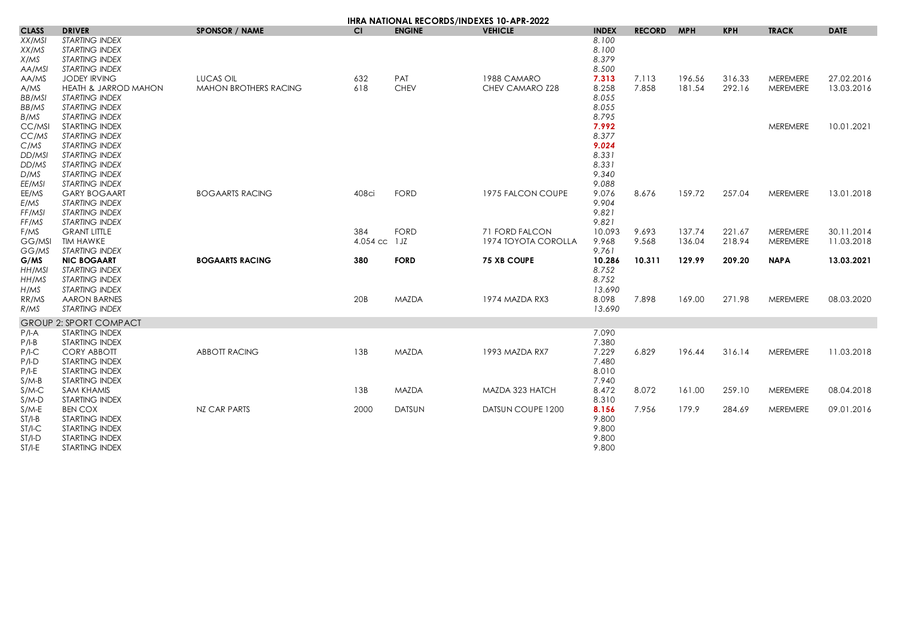## IHRA NATIONAL RECORDS/INDEXES 10-APR-2022

| CLASS | DRIVER | SPONSOR / NAME | CI | ENGINE | VEHICLE | INDEX | RECORD | MPH | KPH | TRACK | DATE |
|---|---|---|---|---|---|---|---|---|---|---|---|
| *XX/MSI* | *STARTING INDEX* | | | | | *8.100* | | | | | |
| *XX/MS* | *STARTING INDEX* | | | | | *8.100* | | | | | |
| *X/MS* | *STARTING INDEX* | | | | | *8.379* | | | | | |
| *AA/MSI* | *STARTING INDEX* | | | | | *8.500* | | | | | |
| AA/MS | JODEY IRVING | LUCAS OIL | 632 | PAT | 1988 CAMARO | **7.313** | 7.113 | 196.56 | 316.33 | MEREMERE | 27.02.2016 |
| A/MS | HEATH & JARROD MAHON | MAHON BROTHERS RACING | 618 | CHEV | CHEV CAMARO Z28 | 8.258 | 7.858 | 181.54 | 292.16 | MEREMERE | 13.03.2016 |
| *BB/MSI* | *STARTING INDEX* | | | | | *8.055* | | | | | |
| *BB/MS* | *STARTING INDEX* | | | | | *8.055* | | | | | |
| *B/MS* | *STARTING INDEX* | | | | | *8.795* | | | | | |
| CC/MSI | STARTING INDEX | | | | | **7.992** | | | | MEREMERE | 10.01.2021 |
| *CC/MS* | *STARTING INDEX* | | | | | *8.377* | | | | | |
| *C/MS* | *STARTING INDEX* | | | | | ***9.024*** | | | | | |
| *DD/MSI* | *STARTING INDEX* | | | | | *8.331* | | | | | |
| *DD/MS* | *STARTING INDEX* | | | | | *8.331* | | | | | |
| *D/MS* | *STARTING INDEX* | | | | | *9.340* | | | | | |
| *EE/MSI* | *STARTING INDEX* | | | | | *9.088* | | | | | |
| EE/MS | GARY BOGAART | BOGAARTS RACING | 408ci | FORD | 1975 FALCON COUPE | 9.076 | 8.676 | 159.72 | 257.04 | MEREMERE | 13.01.2018 |
| *E/MS* | *STARTING INDEX* | | | | | *9.904* | | | | | |
| *FF/MSI* | *STARTING INDEX* | | | | | *9.821* | | | | | |
| *FF/MS* | *STARTING INDEX* | | | | | *9.821* | | | | | |
| F/MS | GRANT LITTLE | | 384 | FORD | 71 FORD FALCON | 10.093 | 9.693 | 137.74 | 221.67 | MEREMERE | 30.11.2014 |
| GG/MSI | TIM HAWKE | | 4.054 cc | 1JZ | 1974 TOYOTA COROLLA | 9.968 | 9.568 | 136.04 | 218.94 | MEREMERE | 11.03.2018 |
| *GG/MS* | *STARTING INDEX* | | | | | *9.761* | | | | | |
| **G/MS** | **NIC BOGAART** | **BOGAARTS RACING** | **380** | **FORD** | **75 XB COUPE** | **10.286** | **10.311** | **129.99** | **209.20** | **NAPA** | **13.03.2021** |
| *HH/MSI* | *STARTING INDEX* | | | | | *8.752* | | | | | |
| *HH/MS* | *STARTING INDEX* | | | | | *8.752* | | | | | |
| *H/MS* | *STARTING INDEX* | | | | | *13.690* | | | | | |
| RR/MS | AARON BARNES | | 20B | MAZDA | 1974 MAZDA RX3 | 8.098 | 7.898 | 169.00 | 271.98 | MEREMERE | 08.03.2020 |
| *R/MS* | *STARTING INDEX* | | | | | *13.690* | | | | | |
| GROUP 2: SPORT COMPACT | | | | | | | | | | | |
| P/I-A | STARTING INDEX | | | | | 7.090 | | | | | |
| P/I-B | STARTING INDEX | | | | | 7.380 | | | | | |
| P/I-C | CORY ABBOTT | ABBOTT RACING | 13B | MAZDA | 1993 MAZDA RX7 | 7.229 | 6.829 | 196.44 | 316.14 | MEREMERE | 11.03.2018 |
| P/I-D | STARTING INDEX | | | | | 7.480 | | | | | |
| P/I-E | STARTING INDEX | | | | | 8.010 | | | | | |
| S/M-B | STARTING INDEX | | | | | 7.940 | | | | | |
| S/M-C | SAM KHAMIS | | 13B | MAZDA | MAZDA 323 HATCH | 8.472 | 8.072 | 161.00 | 259.10 | MEREMERE | 08.04.2018 |
| S/M-D | STARTING INDEX | | | | | 8.310 | | | | | |
| S/M-E | BEN COX | NZ CAR PARTS | 2000 | DATSUN | DATSUN COUPE 1200 | **8.156** | 7.956 | 179.9 | 284.69 | MEREMERE | 09.01.2016 |
| ST/I-B | STARTING INDEX | | | | | 9.800 | | | | | |
| ST/I-C | STARTING INDEX | | | | | 9.800 | | | | | |
| ST/I-D | STARTING INDEX | | | | | 9.800 | | | | | |
| ST/I-E | STARTING INDEX | | | | | 9.800 | | | | | |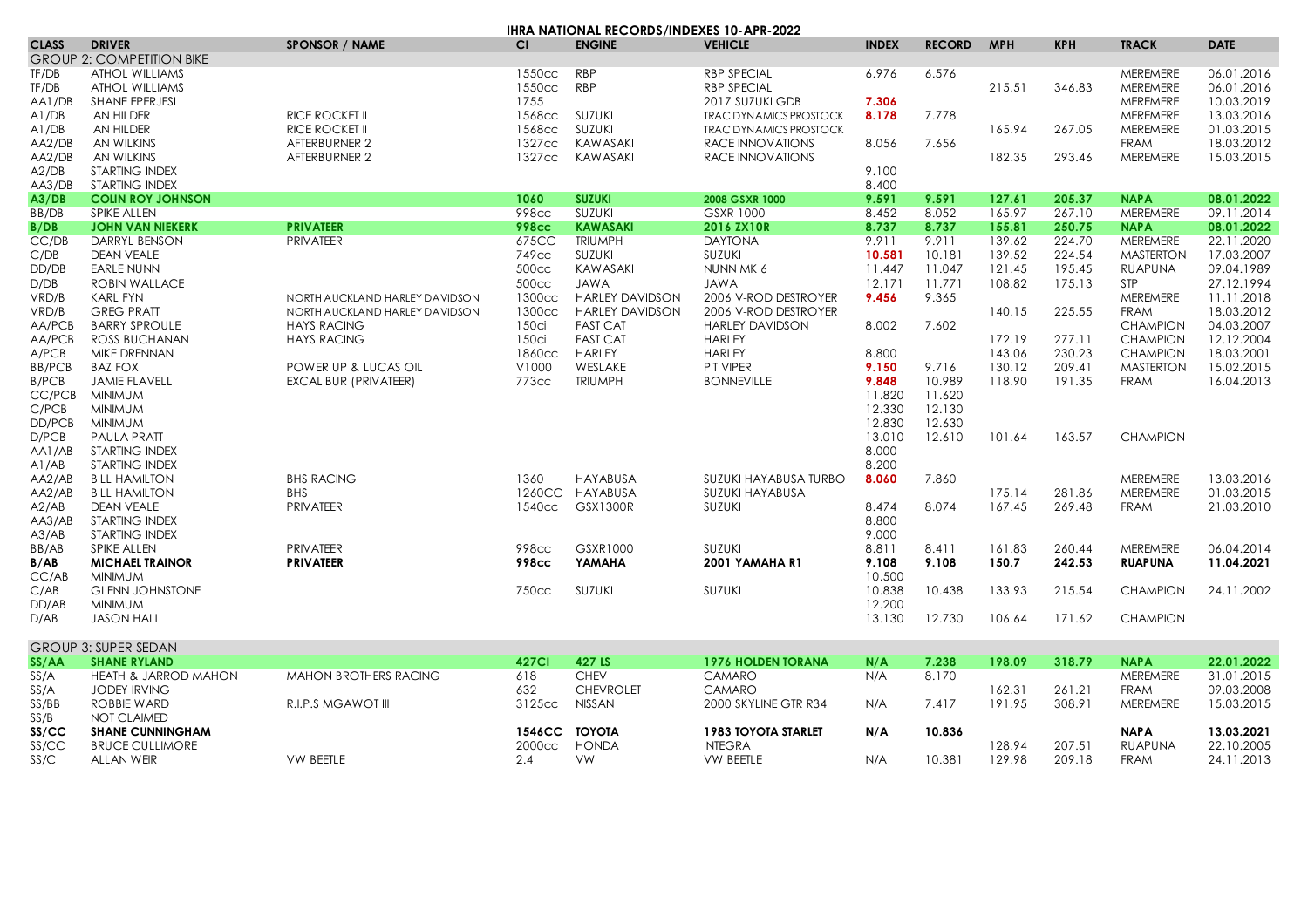# IHRA NATIONAL RECORDS/INDEXES 10-APR-2022

| CLASS | DRIVER | SPONSOR / NAME | CI | ENGINE | VEHICLE | INDEX | RECORD | MPH | KPH | TRACK | DATE |
|---|---|---|---|---|---|---|---|---|---|---|---|
| GROUP 2: COMPETITION BIKE | | | | | | | | | | | |
| TF/DB | ATHOL WILLIAMS | | 1550cc | RBP | RBP SPECIAL | 6.976 | 6.576 | | | MEREMERE | 06.01.2016 |
| TF/DB | ATHOL WILLIAMS | | 1550cc | RBP | RBP SPECIAL | | | 215.51 | 346.83 | MEREMERE | 06.01.2016 |
| AA1/DB | SHANE EPERJESI | | 1755 | | 2017 SUZUKI GDB | 7.306 | | | | MEREMERE | 10.03.2019 |
| A1/DB | IAN HILDER | RICE ROCKET II | 1568cc | SUZUKI | TRAC DYNAMICS PROSTOCK | 8.178 | 7.778 | | | MEREMERE | 13.03.2016 |
| A1/DB | IAN HILDER | RICE ROCKET II | 1568cc | SUZUKI | TRAC DYNAMICS PROSTOCK | | | 165.94 | 267.05 | MEREMERE | 01.03.2015 |
| AA2/DB | IAN WILKINS | AFTERBURNER 2 | 1327cc | KAWASAKI | RACE INNOVATIONS | 8.056 | 7.656 | | | FRAM | 18.03.2012 |
| AA2/DB | IAN WILKINS | AFTERBURNER 2 | 1327cc | KAWASAKI | RACE INNOVATIONS | | | 182.35 | 293.46 | MEREMERE | 15.03.2015 |
| A2/DB | STARTING INDEX | | | | | 9.100 | | | | | |
| AA3/DB | STARTING INDEX | | | | | 8.400 | | | | | |
| **A3/DB** | **COLIN ROY JOHNSON** | | **1060** | **SUZUKI** | **2008 GSXR 1000** | **9.591** | **9.591** | **127.61** | **205.37** | **NAPA** | **08.01.2022** |
| BB/DB | SPIKE ALLEN | | 998cc | SUZUKI | GSXR 1000 | 8.452 | 8.052 | 165.97 | 267.10 | MEREMERE | 09.11.2014 |
| **B/DB** | **JOHN VAN NIEKERK** | **PRIVATEER** | **998cc** | **KAWASAKI** | **2016 ZX10R** | **8.737** | **8.737** | **155.81** | **250.75** | **NAPA** | **08.01.2022** |
| CC/DB | DARRYL BENSON | PRIVATEER | 675CC | TRIUMPH | DAYTONA | 9.911 | 9.911 | 139.62 | 224.70 | MEREMERE | 22.11.2020 |
| C/DB | DEAN VEALE | | 749cc | SUZUKI | SUZUKI | 10.581 | 10.181 | 139.52 | 224.54 | MASTERTON | 17.03.2007 |
| DD/DB | EARLE NUNN | | 500cc | KAWASAKI | NUNN MK 6 | 11.447 | 11.047 | 121.45 | 195.45 | RUAPUNA | 09.04.1989 |
| D/DB | ROBIN WALLACE | | 500cc | JAWA | JAWA | 12.171 | 11.771 | 108.82 | 175.13 | STP | 27.12.1994 |
| VRD/B | KARL FYN | NORTH AUCKLAND HARLEY DAVIDSON | 1300cc | HARLEY DAVIDSON | 2006 V-ROD DESTROYER | 9.456 | 9.365 | | | MEREMERE | 11.11.2018 |
| VRD/B | GREG PRATT | NORTH AUCKLAND HARLEY DAVIDSON | 1300cc | HARLEY DAVIDSON | 2006 V-ROD DESTROYER | | | 140.15 | 225.55 | FRAM | 18.03.2012 |
| AA/PCB | BARRY SPROULE | HAYS RACING | 150ci | FAST CAT | HARLEY DAVIDSON | 8.002 | 7.602 | | | CHAMPION | 04.03.2007 |
| AA/PCB | ROSS BUCHANAN | HAYS RACING | 150ci | FAST CAT | HARLEY | | | 172.19 | 277.11 | CHAMPION | 12.12.2004 |
| A/PCB | MIKE DRENNAN | | 1860cc | HARLEY | HARLEY | 8.800 | | 143.06 | 230.23 | CHAMPION | 18.03.2001 |
| BB/PCB | BAZ FOX | POWER UP & LUCAS OIL | V1000 | WESLAKE | PIT VIPER | 9.150 | 9.716 | 130.12 | 209.41 | MASTERTON | 15.02.2015 |
| B/PCB | JAMIE FLAVELL | EXCALIBUR (PRIVATEER) | 773cc | TRIUMPH | BONNEVILLE | 9.848 | 10.989 | 118.90 | 191.35 | FRAM | 16.04.2013 |
| CC/PCB | MINIMUM | | | | | 11.820 | 11.620 | | | | |
| C/PCB | MINIMUM | | | | | 12.330 | 12.130 | | | | |
| DD/PCB | MINIMUM | | | | | 12.830 | 12.630 | | | | |
| D/PCB | PAULA PRATT | | | | | 13.010 | 12.610 | 101.64 | 163.57 | CHAMPION | |
| AA1/AB | STARTING INDEX | | | | | 8.000 | | | | | |
| A1/AB | STARTING INDEX | | | | | 8.200 | | | | | |
| AA2/AB | BILL HAMILTON | BHS RACING | 1360 | HAYABUSA | SUZUKI HAYABUSA TURBO | 8.060 | 7.860 | | | MEREMERE | 13.03.2016 |
| AA2/AB | BILL HAMILTON | BHS | 1260CC | HAYABUSA | SUZUKI HAYABUSA | | | 175.14 | 281.86 | MEREMERE | 01.03.2015 |
| A2/AB | DEAN VEALE | PRIVATEER | 1540cc | GSX1300R | SUZUKI | 8.474 | 8.074 | 167.45 | 269.48 | FRAM | 21.03.2010 |
| AA3/AB | STARTING INDEX | | | | | 8.800 | | | | | |
| A3/AB | STARTING INDEX | | | | | 9.000 | | | | | |
| BB/AB | SPIKE ALLEN | PRIVATEER | 998cc | GSXR1000 | SUZUKI | 8.811 | 8.411 | 161.83 | 260.44 | MEREMERE | 06.04.2014 |
| **B/AB** | **MICHAEL TRAINOR** | **PRIVATEER** | **998cc** | **YAMAHA** | **2001 YAMAHA R1** | **9.108** | **9.108** | **150.7** | **242.53** | **RUAPUNA** | **11.04.2021** |
| CC/AB | MINIMUM | | | | | 10.500 | | | | | |
| C/AB | GLENN JOHNSTONE | | 750cc | SUZUKI | SUZUKI | 10.838 | 10.438 | 133.93 | 215.54 | CHAMPION | 24.11.2002 |
| DD/AB | MINIMUM | | | | | 12.200 | | | | | |
| D/AB | JASON HALL | | | | | 13.130 | 12.730 | 106.64 | 171.62 | CHAMPION | |
| GROUP 3: SUPER SEDAN | | | | | | | | | | | |
| **SS/AA** | **SHANE RYLAND** | | **427CI** | **427 LS** | **1976 HOLDEN TORANA** | **N/A** | **7.238** | **198.09** | **318.79** | **NAPA** | **22.01.2022** |
| SS/A | HEATH & JARROD MAHON | MAHON BROTHERS RACING | 618 | CHEV | CAMARO | N/A | 8.170 | | | MEREMERE | 31.01.2015 |
| SS/A | JODEY IRVING | | 632 | CHEVROLET | CAMARO | | | 162.31 | 261.21 | FRAM | 09.03.2008 |
| SS/BB | ROBBIE WARD | R.I.P.S MGAWOT III | 3125cc | NISSAN | 2000 SKYLINE GTR R34 | N/A | 7.417 | 191.95 | 308.91 | MEREMERE | 15.03.2015 |
| SS/B | NOT CLAIMED | | | | | | | | | | |
| **SS/CC** | **SHANE CUNNINGHAM** | | **1546CC** | **TOYOTA** | **1983 TOYOTA STARLET** | **N/A** | **10.836** | | | **NAPA** | **13.03.2021** |
| SS/CC | BRUCE CULLIMORE | | 2000cc | HONDA | INTEGRA | | | 128.94 | 207.51 | RUAPUNA | 22.10.2005 |
| SS/C | ALLAN WEIR | VW BEETLE | 2.4 | VW | VW BEETLE | N/A | 10.381 | 129.98 | 209.18 | FRAM | 24.11.2013 |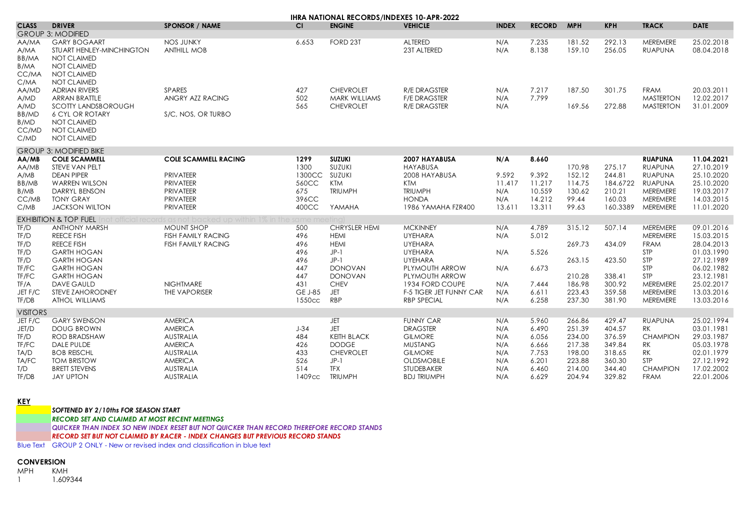# IHRA NATIONAL RECORDS/INDEXES 10-APR-2022

| CLASS | DRIVER | SPONSOR / NAME | CI | ENGINE | VEHICLE | INDEX | RECORD | MPH | KPH | TRACK | DATE |
|---|---|---|---|---|---|---|---|---|---|---|---|
| GROUP 3: MODIFIED | | | | | | | | | | | |
| AA/MA | GARY BOGAART | NOS JUNKY | 6.653 | FORD 23T | ALTERED | N/A | 7.235 | 181.52 | 292.13 | MEREMERE | 25.02.2018 |
| A/MA | STUART HENLEY-MINCHINGTON | ANTHILL MOB | | | 23T ALTERED | N/A | 8.138 | 159.10 | 256.05 | RUAPUNA | 08.04.2018 |
| BB/MA | NOT CLAIMED | | | | | | | | | | |
| B/MA | NOT CLAIMED | | | | | | | | | | |
| CC/MA | NOT CLAIMED | | | | | | | | | | |
| C/MA | NOT CLAIMED | | | | | | | | | | |
| AA/MD | ADRIAN RIVERS | SPARES | 427 | CHEVROLET | R/E DRAGSTER | N/A | 7.217 | 187.50 | 301.75 | FRAM | 20.03.2011 |
| A/MD | ARRAN BRATTLE | ANGRY AZZ RACING | 502 | MARK WILLIAMS | F/E DRAGSTER | N/A | 7.799 | | | MASTERTON | 12.02.2017 |
| A/MD | SCOTTY LANDSBOROUGH | | 565 | CHEVROLET | R/E DRAGSTER | N/A | | 169.56 | 272.88 | MASTERTON | 31.01.2009 |
| BB/MD | 6 CYL OR ROTARY | S/C, NOS, OR TURBO | | | | | | | | | |
| B/MD | NOT CLAIMED | | | | | | | | | | |
| CC/MD | NOT CLAIMED | | | | | | | | | | |
| C/MD | NOT CLAIMED | | | | | | | | | | |
| GROUP 3: MODIFIED BIKE | | | | | | | | | | | |
| **AA/MB** | **COLE SCAMMELL** | **COLE SCAMMELL RACING** | **1299** | **SUZUKI** | **2007 HAYABUSA** | **N/A** | **8.660** | | | **RUAPUNA** | **11.04.2021** |
| AA/MB | STEVE VAN PELT | | 1300 | SUZUKI | HAYABUSA | | | 170.98 | 275.17 | RUAPUNA | 27.10.2019 |
| A/MB | DEAN PIPER | PRIVATEER | 1300CC | SUZUKI | 2008 HAYABUSA | 9.592 | 9.392 | 152.12 | 244.81 | RUAPUNA | 25.10.2020 |
| BB/MB | WARREN WILSON | PRIVATEER | 560CC | KTM | KTM | 11.417 | 11.217 | 114.75 | 184.6722 | RUAPUNA | 25.10.2020 |
| B/MB | DARRYL BENSON | PRIVATEER | 675 | TRIUMPH | TRIUMPH | N/A | 10.559 | 130.62 | 210.21 | MEREMERE | 19.03.2017 |
| CC/MB | TONY GRAY | PRIVATEER | 396CC | | HONDA | N/A | 14.212 | 99.44 | 160.03 | MEREMERE | 14.03.2015 |
| C/MB | JACKSON WILTON | PRIVATEER | 400CC | YAMAHA | 1986 YAMAHA FZR400 | 13.611 | 13.311 | 99.63 | 160.3389 | MEREMERE | 11.01.2020 |
| EXHIBITION & TOP FUEL (not official records as not backed up within 1% in the same meeting) | | | | | | | | | | | |
| TF/D | ANTHONY MARSH | MOUNT SHOP | 500 | CHRYSLER HEMI | MCKINNEY | N/A | 4.789 | 315.12 | 507.14 | MEREMERE | 09.01.2016 |
| TF/D | REECE FISH | FISH FAMILY RACING | 496 | HEMI | UYEHARA | N/A | 5.012 | | | MEREMERE | 15.03.2015 |
| TF/D | REECE FISH | FISH FAMILY RACING | 496 | HEMI | UYEHARA | | | 269.73 | 434.09 | FRAM | 28.04.2013 |
| TF/D | GARTH HOGAN | | 496 | JP-1 | UYEHARA | N/A | 5.526 | | | STP | 01.03.1990 |
| TF/D | GARTH HOGAN | | 496 | JP-1 | UYEHARA | | | 263.15 | 423.50 | STP | 27.12.1989 |
| TF/FC | GARTH HOGAN | | 447 | DONOVAN | PLYMOUTH ARROW | N/A | 6.673 | | | STP | 06.02.1982 |
| TF/FC | GARTH HOGAN | | 447 | DONOVAN | PLYMOUTH ARROW | | | 210.28 | 338.41 | STP | 23.12.1981 |
| TF/A | DAVE GAULD | NIGHTMARE | 431 | CHEV | 1934 FORD COUPE | N/A | 7.444 | 186.98 | 300.92 | MEREMERE | 25.02.2017 |
| JET F/C | STEVE ZAHORODNEY | THE VAPORISER | GE J-85 | JET | F-5 TIGER JET FUNNY CAR | N/A | 6.611 | 223.43 | 359.58 | MEREMERE | 13.03.2016 |
| TF/DB | ATHOL WILLIAMS | | 1550cc | RBP | RBP SPECIAL | N/A | 6.258 | 237.30 | 381.90 | MEREMERE | 13.03.2016 |
| VISITORS | | | | | | | | | | | |
| JET F/C | GARY SWENSON | AMERICA | | JET | FUNNY CAR | N/A | 5.960 | 266.86 | 429.47 | RUAPUNA | 25.02.1994 |
| JET/D | DOUG BROWN | AMERICA | J-34 | JET | DRAGSTER | N/A | 6.490 | 251.39 | 404.57 | RK | 03.01.1981 |
| TF/D | ROD BRADSHAW | AUSTRALIA | 484 | KEITH BLACK | GILMORE | N/A | 6.056 | 234.00 | 376.59 | CHAMPION | 29.03.1987 |
| TF/FC | DALE PULDE | AMERICA | 426 | DODGE | MUSTANG | N/A | 6.666 | 217.38 | 349.84 | RK | 05.03.1978 |
| TA/D | BOB REISCHL | AUSTRALIA | 433 | CHEVROLET | GILMORE | N/A | 7.753 | 198.00 | 318.65 | RK | 02.01.1979 |
| TA/FC | TOM BRISTOW | AMERICA | 526 | JP-1 | OLDSMOBILE | N/A | 6.201 | 223.88 | 360.30 | STP | 27.12.1992 |
| T/D | BRETT STEVENS | AUSTRALIA | 514 | TFX | STUDEBAKER | N/A | 6.460 | 214.00 | 344.40 | CHAMPION | 17.02.2002 |
| TF/DB | JAY UPTON | AUSTRALIA | 1409cc | TRIUMPH | BDJ TRIUMPH | N/A | 6.629 | 204.94 | 329.82 | FRAM | 22.01.2006 |

**KEY**

***SOFTENED BY 2/10ths FOR SEASON START***

***RECORD SET AND CLAIMED AT MOST RECENT MEETINGS***

***QUICKER THAN INDEX SO NEW INDEX RESET BUT NOT QUICKER THAN RECORD THEREFORE RECORD STANDS***

***RECORD SET BUT NOT CLAIMED BY RACER - INDEX CHANGES BUT PREVIOUS RECORD STANDS***

Blue Text GROUP 2 ONLY - New or revised index and classification in blue text

**CONVERSION**

| MPH | KMH |
|---|---|
| 1 | 1.609344 |